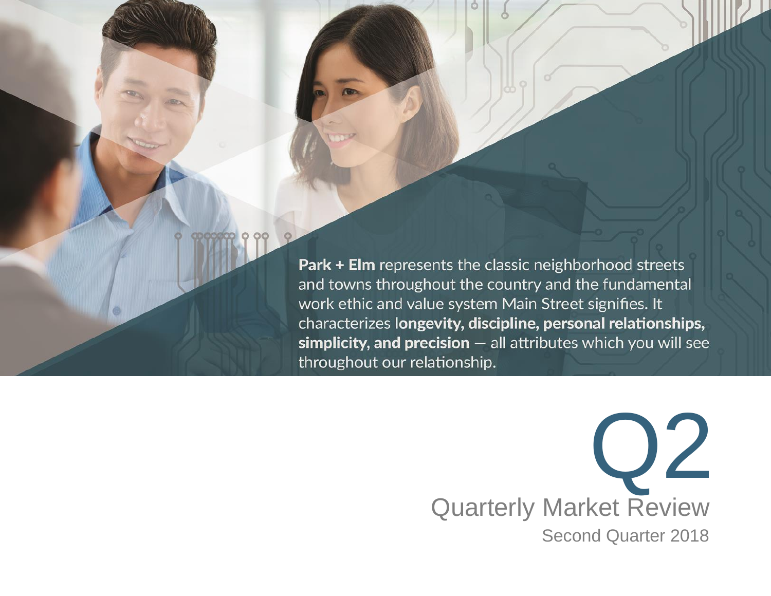**Park + Elm** represents the classic neighborhood streets and towns throughout the country and the fundamental work ethic and value system Main Street signifies. It characterizes **longevity, discipline, personal relationships, simplicity, and precision** — all attributes which you will see throughout our relationship.

# Q2

## Quarterly Market Review

Second Quarter 2018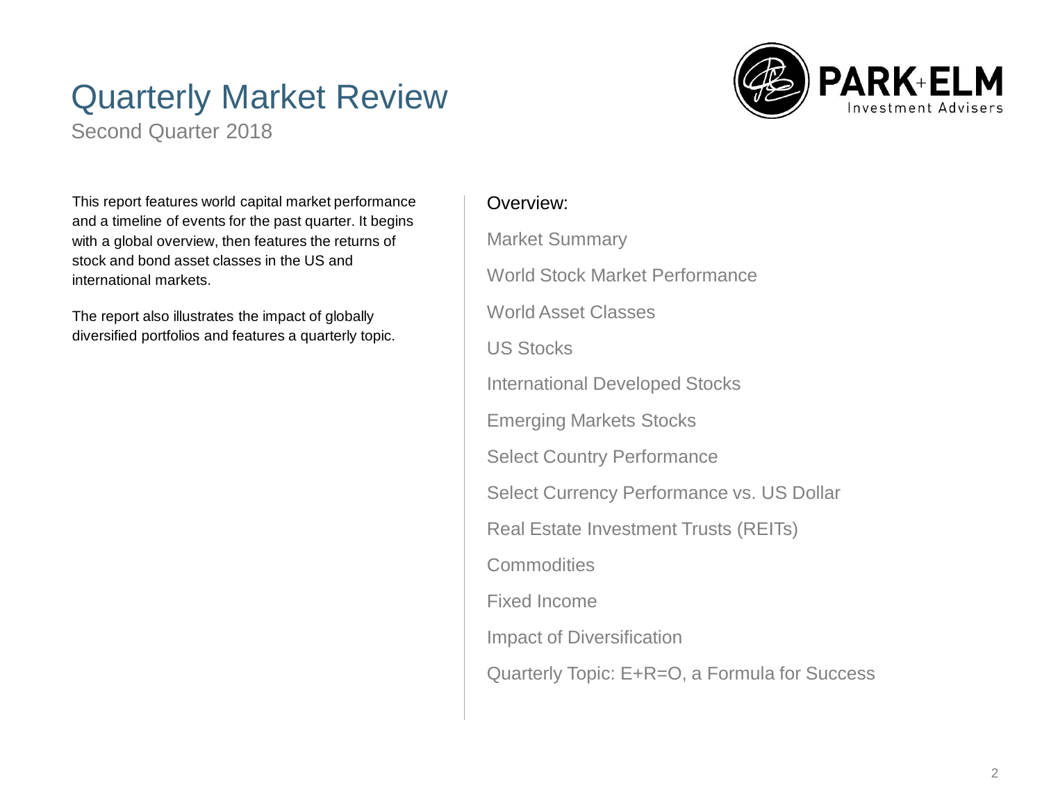# Quarterly Market Review

Second Quarter 2018

PARK+ELM Investment Advisers

This report features world capital market performance and a timeline of events for the past quarter. It begins with a global overview, then features the returns of stock and bond asset classes in the US and international markets.

The report also illustrates the impact of globally diversified portfolios and features a quarterly topic.

Overview:

- Market Summary
- World Stock Market Performance
- World Asset Classes
- US Stocks
- International Developed Stocks
- Emerging Markets Stocks
- Select Country Performance
- Select Currency Performance vs. US Dollar
- Real Estate Investment Trusts (REITs)
- Commodities
- Fixed Income
- Impact of Diversification
- Quarterly Topic: E+R=O, a Formula for Success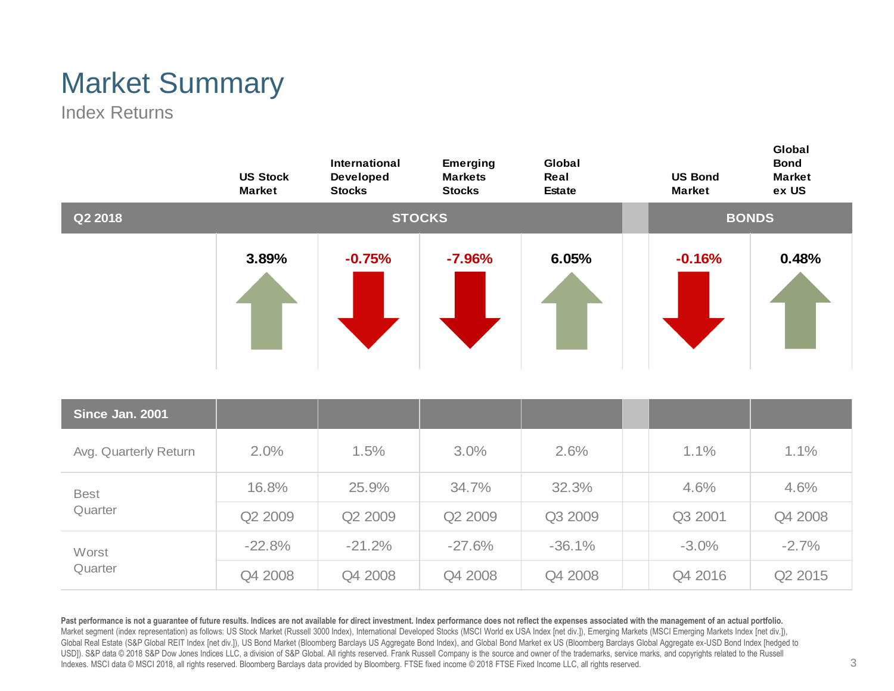# Market Summary

## Index Returns

| Q2 2018 | US Stock Market | International Developed Stocks | Emerging Markets Stocks | Global Real Estate | US Bond Market | Global Bond Market ex US |
|---|---|---|---|---|---|---|
| | STOCKS | | | | BONDS | |
| | 3.89% | -0.75% | -7.96% | 6.05% | -0.16% | 0.48% |

| Since Jan. 2001 | US Stock Market | International Developed Stocks | Emerging Markets Stocks | Global Real Estate | US Bond Market | Global Bond Market ex US |
|---|---|---|---|---|---|---|
| Avg. Quarterly Return | 2.0% | 1.5% | 3.0% | 2.6% | 1.1% | 1.1% |
| Best Quarter | 16.8% | 25.9% | 34.7% | 32.3% | 4.6% | 4.6% |
| | Q2 2009 | Q2 2009 | Q2 2009 | Q3 2009 | Q3 2001 | Q4 2008 |
| Worst Quarter | -22.8% | -21.2% | -27.6% | -36.1% | -3.0% | -2.7% |
| | Q4 2008 | Q4 2008 | Q4 2008 | Q4 2008 | Q4 2016 | Q2 2015 |

**Past performance is not a guarantee of future results. Indices are not available for direct investment. Index performance does not reflect the expenses associated with the management of an actual portfolio.**
Market segment (index representation) as follows: US Stock Market (Russell 3000 Index), International Developed Stocks (MSCI World ex USA Index [net div.]), Emerging Markets (MSCI Emerging Markets Index [net div.]), Global Real Estate (S&P Global REIT Index [net div.]), US Bond Market (Bloomberg Barclays US Aggregate Bond Index), and Global Bond Market ex US (Bloomberg Barclays Global Aggregate ex-USD Bond Index [hedged to USD]). S&P data © 2018 S&P Dow Jones Indices LLC, a division of S&P Global. All rights reserved. Frank Russell Company is the source and owner of the trademarks, service marks, and copyrights related to the Russell Indexes. MSCI data © MSCI 2018, all rights reserved. Bloomberg Barclays data provided by Bloomberg. FTSE fixed income © 2018 FTSE Fixed Income LLC, all rights reserved.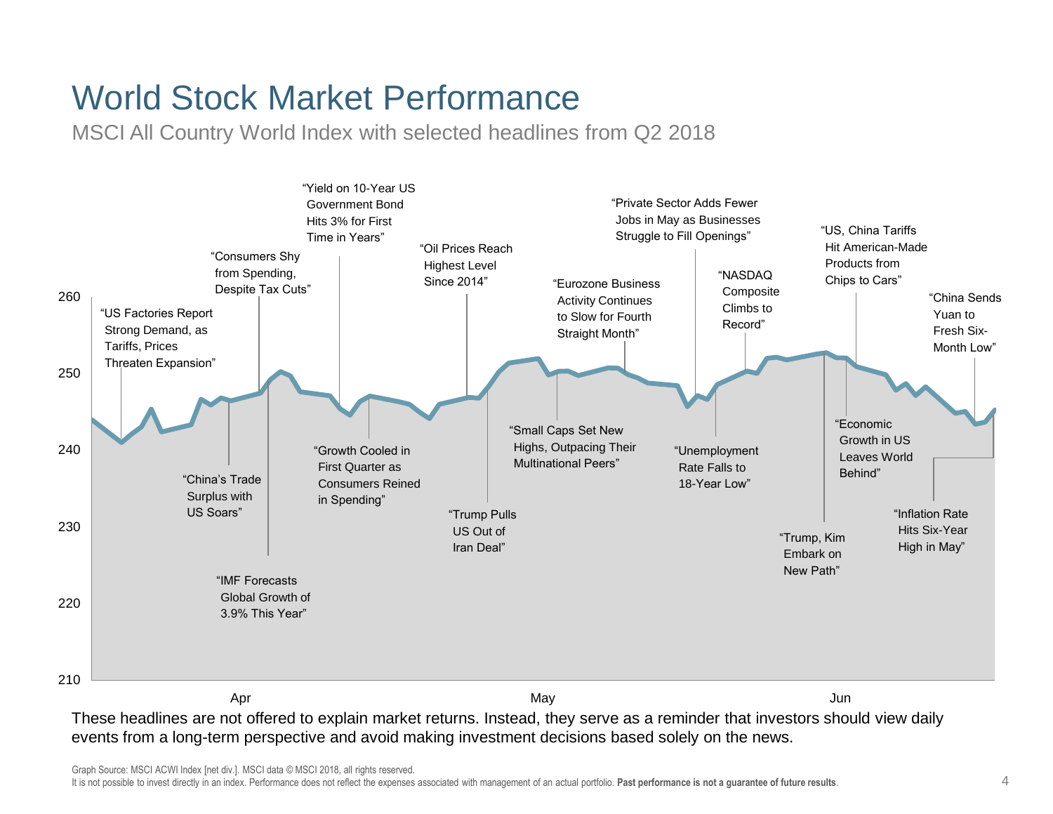# World Stock Market Performance

MSCI All Country World Index with selected headlines from Q2 2018

"US Factories Report Strong Demand, as Tariffs, Prices Threaten Expansion"

"China's Trade Surplus with US Soars"

"Consumers Shy from Spending, Despite Tax Cuts"

"IMF Forecasts Global Growth of 3.9% This Year"

"Yield on 10-Year US Government Bond Hits 3% for First Time in Years"

"Growth Cooled in First Quarter as Consumers Reined in Spending"

"Oil Prices Reach Highest Level Since 2014"

"Trump Pulls US Out of Iran Deal"

"Small Caps Set New Highs, Outpacing Their Multinational Peers"

"Eurozone Business Activity Continues to Slow for Fourth Straight Month"

"Private Sector Adds Fewer Jobs in May as Businesses Struggle to Fill Openings"

"Unemployment Rate Falls to 18-Year Low"

"NASDAQ Composite Climbs to Record"

"Trump, Kim Embark on New Path"

"US, China Tariffs Hit American-Made Products from Chips to Cars"

"Economic Growth in US Leaves World Behind"

"Inflation Rate Hits Six-Year High in May"

"China Sends Yuan to Fresh Six-Month Low"

Y-axis: 210, 220, 230, 240, 250, 260

X-axis: Apr, May, Jun

These headlines are not offered to explain market returns. Instead, they serve as a reminder that investors should view daily events from a long-term perspective and avoid making investment decisions based solely on the news.

Graph Source: MSCI ACWI Index [net div.]. MSCI data © MSCI 2018, all rights reserved.

It is not possible to invest directly in an index. Performance does not reflect the expenses associated with management of an actual portfolio. **Past performance is not a guarantee of future results**.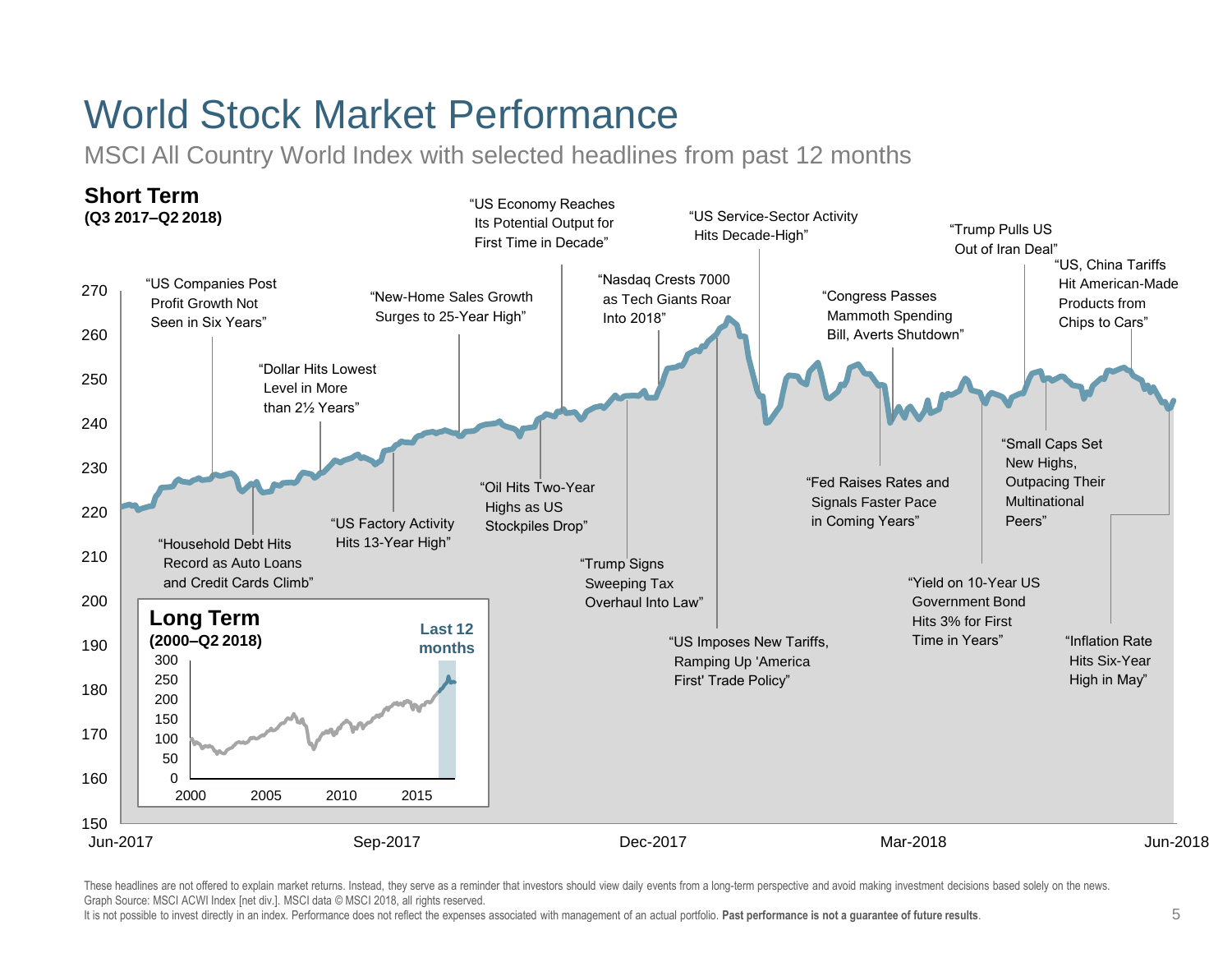# World Stock Market Performance

MSCI All Country World Index with selected headlines from past 12 months

**Short Term**
**(Q3 2017–Q2 2018)**

"US Companies Post Profit Growth Not Seen in Six Years"

"Household Debt Hits Record as Auto Loans and Credit Cards Climb"

"Dollar Hits Lowest Level in More than 2½ Years"

"US Factory Activity Hits 13-Year High"

"New-Home Sales Growth Surges to 25-Year High"

"Oil Hits Two-Year Highs as US Stockpiles Drop"

"US Economy Reaches Its Potential Output for First Time in Decade"

"Trump Signs Sweeping Tax Overhaul Into Law"

"Nasdaq Crests 7000 as Tech Giants Roar Into 2018"

"US Imposes New Tariffs, Ramping Up 'America First' Trade Policy"

"US Service-Sector Activity Hits Decade-High"

"Fed Raises Rates and Signals Faster Pace in Coming Years"

"Congress Passes Mammoth Spending Bill, Averts Shutdown"

"Yield on 10-Year US Government Bond Hits 3% for First Time in Years"

"Trump Pulls US Out of Iran Deal"

"Small Caps Set New Highs, Outpacing Their Multinational Peers"

"US, China Tariffs Hit American-Made Products from Chips to Cars"

"Inflation Rate Hits Six-Year High in May"

**Long Term**
**(2000–Q2 2018)**

Last 12 months

These headlines are not offered to explain market returns. Instead, they serve as a reminder that investors should view daily events from a long-term perspective and avoid making investment decisions based solely on the news.
Graph Source: MSCI ACWI Index [net div.]. MSCI data © MSCI 2018, all rights reserved.
It is not possible to invest directly in an index. Performance does not reflect the expenses associated with management of an actual portfolio. **Past performance is not a guarantee of future results**.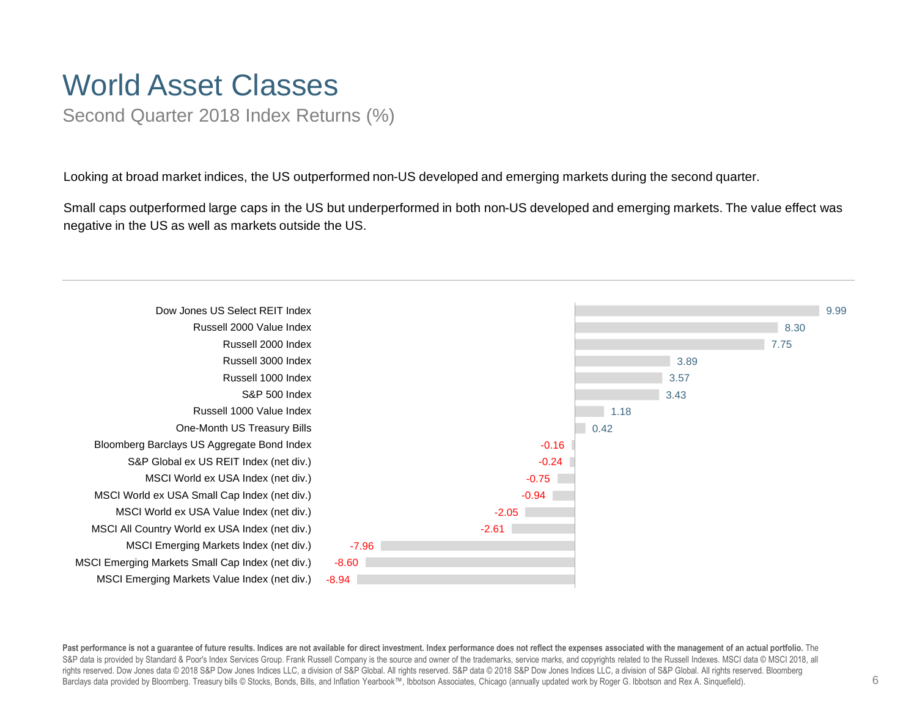# World Asset Classes

## Second Quarter 2018 Index Returns (%)

Looking at broad market indices, the US outperformed non-US developed and emerging markets during the second quarter.

Small caps outperformed large caps in the US but underperformed in both non-US developed and emerging markets. The value effect was negative in the US as well as markets outside the US.

| Index | Return (%) |
| --- | --- |
| Dow Jones US Select REIT Index | 9.99 |
| Russell 2000 Value Index | 8.30 |
| Russell 2000 Index | 7.75 |
| Russell 3000 Index | 3.89 |
| Russell 1000 Index | 3.57 |
| S&P 500 Index | 3.43 |
| Russell 1000 Value Index | 1.18 |
| One-Month US Treasury Bills | 0.42 |
| Bloomberg Barclays US Aggregate Bond Index | -0.16 |
| S&P Global ex US REIT Index (net div.) | -0.24 |
| MSCI World ex USA Index (net div.) | -0.75 |
| MSCI World ex USA Small Cap Index (net div.) | -0.94 |
| MSCI World ex USA Value Index (net div.) | -2.05 |
| MSCI All Country World ex USA Index (net div.) | -2.61 |
| MSCI Emerging Markets Index (net div.) | -7.96 |
| MSCI Emerging Markets Small Cap Index (net div.) | -8.60 |
| MSCI Emerging Markets Value Index (net div.) | -8.94 |

**Past performance is not a guarantee of future results. Indices are not available for direct investment. Index performance does not reflect the expenses associated with the management of an actual portfolio.** The S&P data is provided by Standard & Poor's Index Services Group. Frank Russell Company is the source and owner of the trademarks, service marks, and copyrights related to the Russell Indexes. MSCI data © MSCI 2018, all rights reserved. Dow Jones data © 2018 S&P Dow Jones Indices LLC, a division of S&P Global. All rights reserved. S&P data © 2018 S&P Dow Jones Indices LLC, a division of S&P Global. All rights reserved. Bloomberg Barclays data provided by Bloomberg. Treasury bills © Stocks, Bonds, Bills, and Inflation Yearbook™, Ibbotson Associates, Chicago (annually updated work by Roger G. Ibbotson and Rex A. Sinquefield).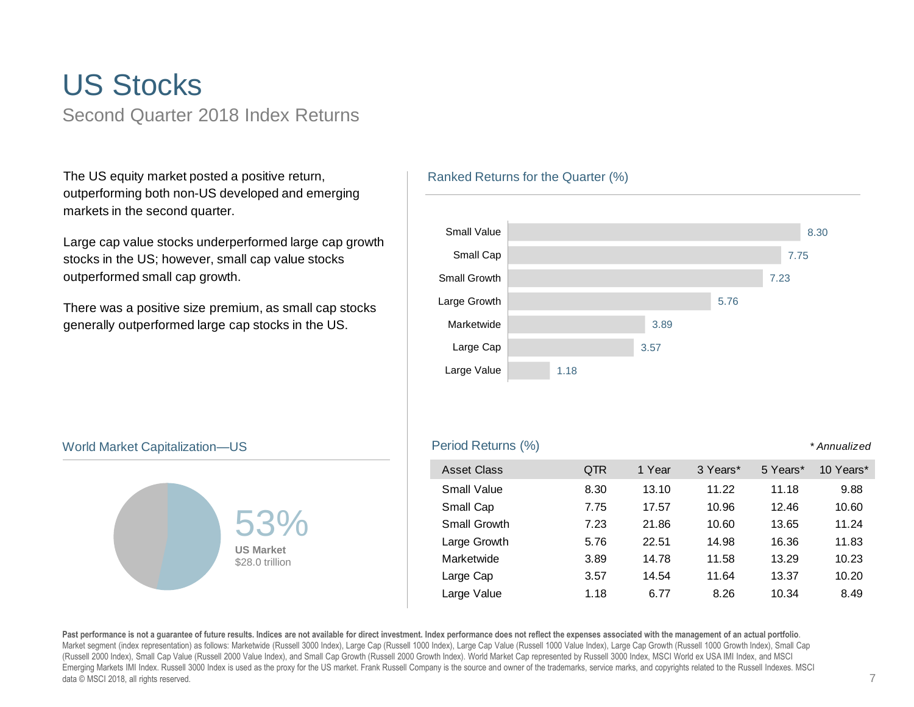# US Stocks

## Second Quarter 2018 Index Returns

The US equity market posted a positive return, outperforming both non-US developed and emerging markets in the second quarter.

Large cap value stocks underperformed large cap growth stocks in the US; however, small cap value stocks outperformed small cap growth.

There was a positive size premium, as small cap stocks generally outperformed large cap stocks in the US.

### Ranked Returns for the Quarter (%)

| Asset Class | Return |
|---|---|
| Small Value | 8.30 |
| Small Cap | 7.75 |
| Small Growth | 7.23 |
| Large Growth | 5.76 |
| Marketwide | 3.89 |
| Large Cap | 3.57 |
| Large Value | 1.18 |

### World Market Capitalization—US

53%
**US Market**
$28.0 trillion

### Period Returns (%)

*\* Annualized*

| Asset Class | QTR | 1 Year | 3 Years* | 5 Years* | 10 Years* |
|---|---|---|---|---|---|
| Small Value | 8.30 | 13.10 | 11.22 | 11.18 | 9.88 |
| Small Cap | 7.75 | 17.57 | 10.96 | 12.46 | 10.60 |
| Small Growth | 7.23 | 21.86 | 10.60 | 13.65 | 11.24 |
| Large Growth | 5.76 | 22.51 | 14.98 | 16.36 | 11.83 |
| Marketwide | 3.89 | 14.78 | 11.58 | 13.29 | 10.23 |
| Large Cap | 3.57 | 14.54 | 11.64 | 13.37 | 10.20 |
| Large Value | 1.18 | 6.77 | 8.26 | 10.34 | 8.49 |

**Past performance is not a guarantee of future results. Indices are not available for direct investment. Index performance does not reflect the expenses associated with the management of an actual portfolio**. Market segment (index representation) as follows: Marketwide (Russell 3000 Index), Large Cap (Russell 1000 Index), Large Cap Value (Russell 1000 Value Index), Large Cap Growth (Russell 1000 Growth Index), Small Cap (Russell 2000 Index), Small Cap Value (Russell 2000 Value Index), and Small Cap Growth (Russell 2000 Growth Index). World Market Cap represented by Russell 3000 Index, MSCI World ex USA IMI Index, and MSCI Emerging Markets IMI Index. Russell 3000 Index is used as the proxy for the US market. Frank Russell Company is the source and owner of the trademarks, service marks, and copyrights related to the Russell Indexes. MSCI data © MSCI 2018, all rights reserved.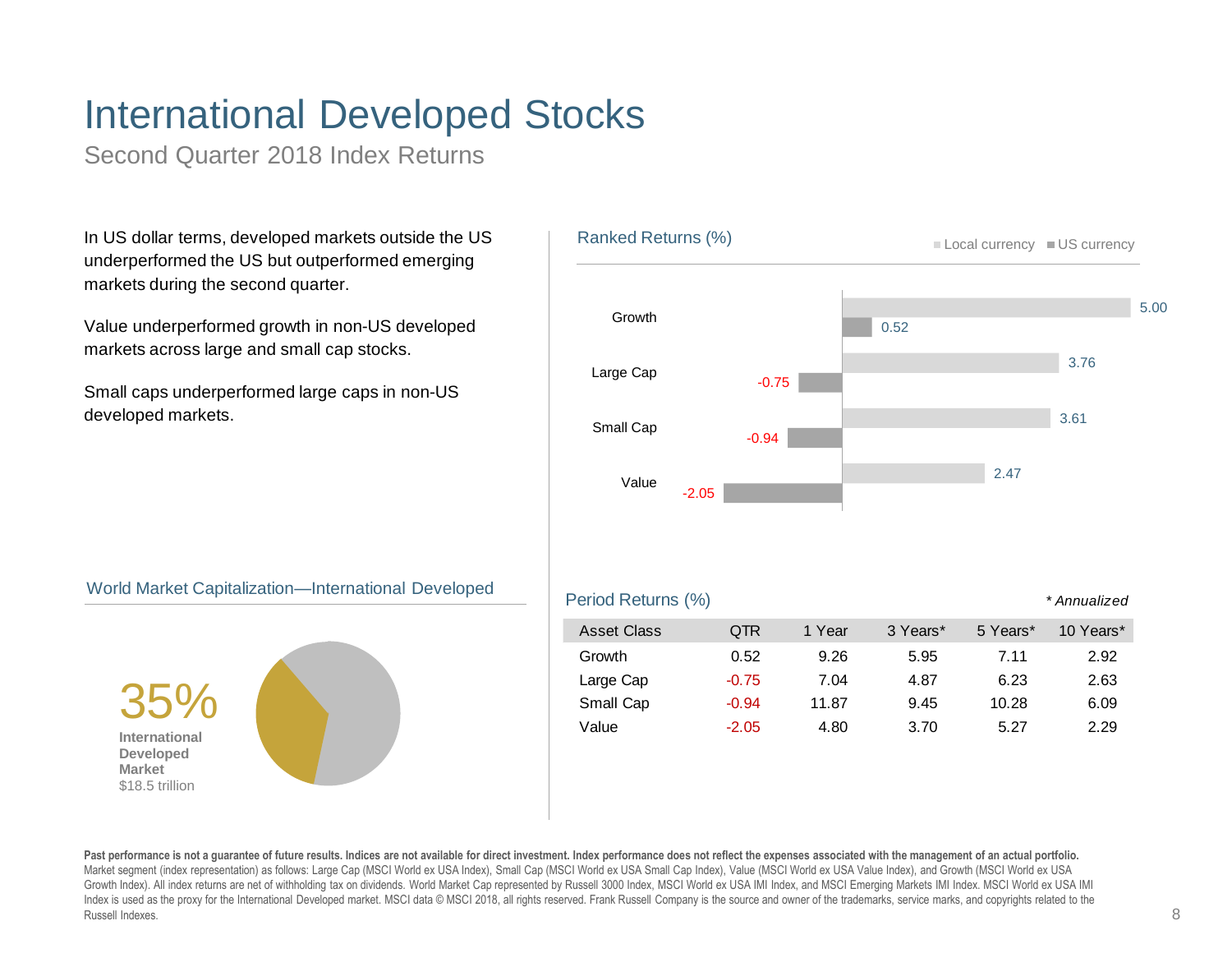# International Developed Stocks

Second Quarter 2018 Index Returns

In US dollar terms, developed markets outside the US underperformed the US but outperformed emerging markets during the second quarter.

Value underperformed growth in non-US developed markets across large and small cap stocks.

Small caps underperformed large caps in non-US developed markets.

## Ranked Returns (%)

| | Local currency | US currency |
|---|---|---|
| Growth | 5.00 | 0.52 |
| Large Cap | 3.76 | -0.75 |
| Small Cap | 3.61 | -0.94 |
| Value | 2.47 | -2.05 |

## World Market Capitalization—International Developed

35%
**International Developed Market**
$18.5 trillion

## Period Returns (%)

*\* Annualized*

| Asset Class | QTR | 1 Year | 3 Years* | 5 Years* | 10 Years* |
|---|---|---|---|---|---|
| Growth | 0.52 | 9.26 | 5.95 | 7.11 | 2.92 |
| Large Cap | -0.75 | 7.04 | 4.87 | 6.23 | 2.63 |
| Small Cap | -0.94 | 11.87 | 9.45 | 10.28 | 6.09 |
| Value | -2.05 | 4.80 | 3.70 | 5.27 | 2.29 |

**Past performance is not a guarantee of future results. Indices are not available for direct investment. Index performance does not reflect the expenses associated with the management of an actual portfolio.**
Market segment (index representation) as follows: Large Cap (MSCI World ex USA Index), Small Cap (MSCI World ex USA Small Cap Index), Value (MSCI World ex USA Value Index), and Growth (MSCI World ex USA Growth Index). All index returns are net of withholding tax on dividends. World Market Cap represented by Russell 3000 Index, MSCI World ex USA IMI Index, and MSCI Emerging Markets IMI Index. MSCI World ex USA IMI Index is used as the proxy for the International Developed market. MSCI data © MSCI 2018, all rights reserved. Frank Russell Company is the source and owner of the trademarks, service marks, and copyrights related to the Russell Indexes.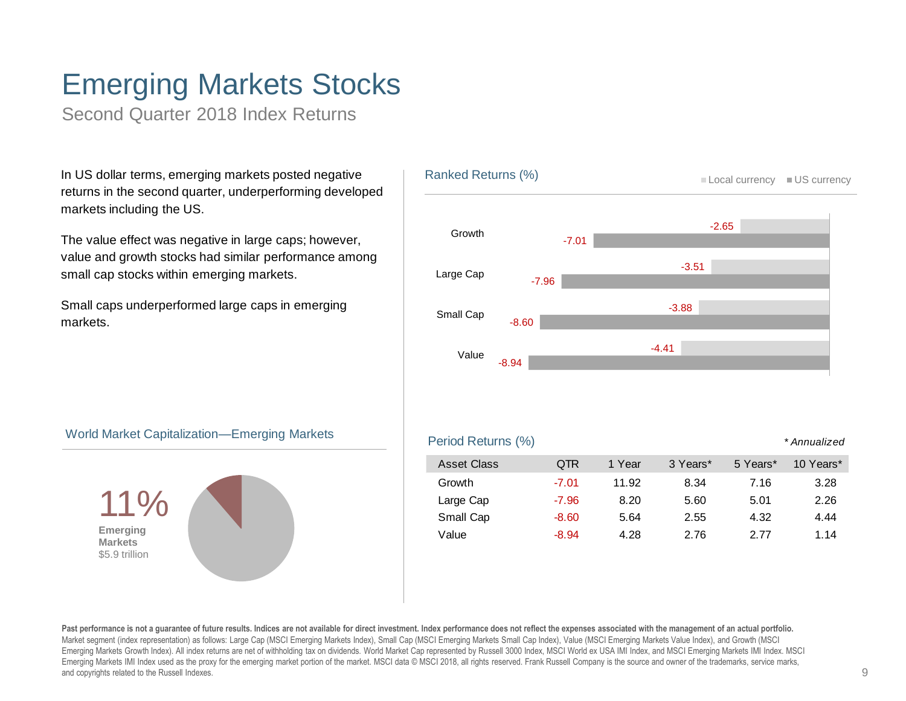# Emerging Markets Stocks

Second Quarter 2018 Index Returns

In US dollar terms, emerging markets posted negative returns in the second quarter, underperforming developed markets including the US.

The value effect was negative in large caps; however, value and growth stocks had similar performance among small cap stocks within emerging markets.

Small caps underperformed large caps in emerging markets.

## Ranked Returns (%)

| | Local currency | US currency |
|---|---|---|
| Growth | -2.65 | -7.01 |
| Large Cap | -3.51 | -7.96 |
| Small Cap | -3.88 | -8.60 |
| Value | -4.41 | -8.94 |

## World Market Capitalization—Emerging Markets

11%
**Emerging Markets**
$5.9 trillion

## Period Returns (%)

*\* Annualized*

| Asset Class | QTR | 1 Year | 3 Years* | 5 Years* | 10 Years* |
|---|---|---|---|---|---|
| Growth | -7.01 | 11.92 | 8.34 | 7.16 | 3.28 |
| Large Cap | -7.96 | 8.20 | 5.60 | 5.01 | 2.26 |
| Small Cap | -8.60 | 5.64 | 2.55 | 4.32 | 4.44 |
| Value | -8.94 | 4.28 | 2.76 | 2.77 | 1.14 |

**Past performance is not a guarantee of future results. Indices are not available for direct investment. Index performance does not reflect the expenses associated with the management of an actual portfolio.**
Market segment (index representation) as follows: Large Cap (MSCI Emerging Markets Index), Small Cap (MSCI Emerging Markets Small Cap Index), Value (MSCI Emerging Markets Value Index), and Growth (MSCI Emerging Markets Growth Index). All index returns are net of withholding tax on dividends. World Market Cap represented by Russell 3000 Index, MSCI World ex USA IMI Index, and MSCI Emerging Markets IMI Index. MSCI Emerging Markets IMI Index used as the proxy for the emerging market portion of the market. MSCI data © MSCI 2018, all rights reserved. Frank Russell Company is the source and owner of the trademarks, service marks, and copyrights related to the Russell Indexes.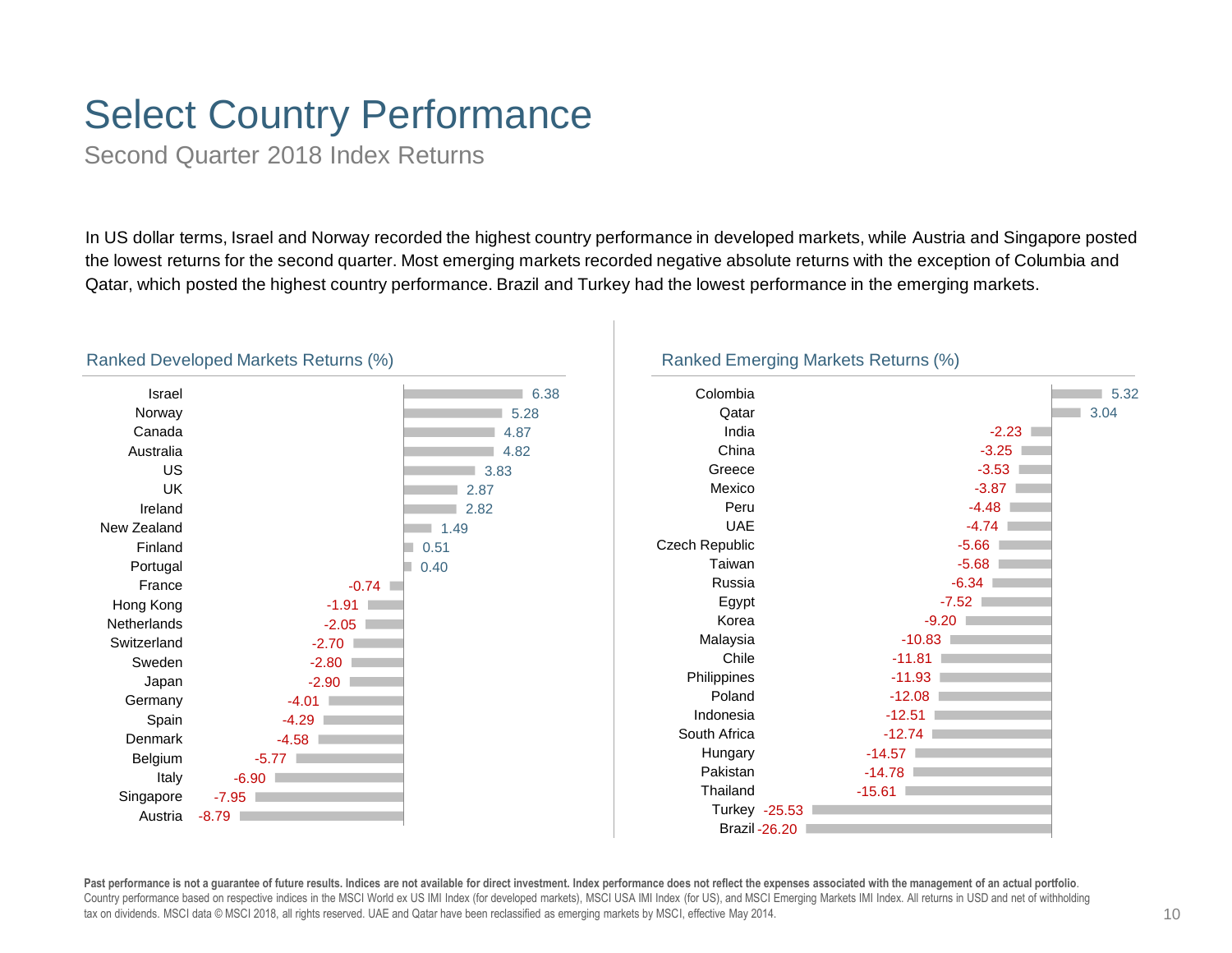# Select Country Performance

Second Quarter 2018 Index Returns

In US dollar terms, Israel and Norway recorded the highest country performance in developed markets, while Austria and Singapore posted the lowest returns for the second quarter. Most emerging markets recorded negative absolute returns with the exception of Columbia and Qatar, which posted the highest country performance. Brazil and Turkey had the lowest performance in the emerging markets.

### Ranked Developed Markets Returns (%)

| Country | Return (%) |
|---|---|
| Israel | 6.38 |
| Norway | 5.28 |
| Canada | 4.87 |
| Australia | 4.82 |
| US | 3.83 |
| UK | 2.87 |
| Ireland | 2.82 |
| New Zealand | 1.49 |
| Finland | 0.51 |
| Portugal | 0.40 |
| France | -0.74 |
| Hong Kong | -1.91 |
| Netherlands | -2.05 |
| Switzerland | -2.70 |
| Sweden | -2.80 |
| Japan | -2.90 |
| Germany | -4.01 |
| Spain | -4.29 |
| Denmark | -4.58 |
| Belgium | -5.77 |
| Italy | -6.90 |
| Singapore | -7.95 |
| Austria | -8.79 |

### Ranked Emerging Markets Returns (%)

| Country | Return (%) |
|---|---|
| Colombia | 5.32 |
| Qatar | 3.04 |
| India | -2.23 |
| China | -3.25 |
| Greece | -3.53 |
| Mexico | -3.87 |
| Peru | -4.48 |
| UAE | -4.74 |
| Czech Republic | -5.66 |
| Taiwan | -5.68 |
| Russia | -6.34 |
| Egypt | -7.52 |
| Korea | -9.20 |
| Malaysia | -10.83 |
| Chile | -11.81 |
| Philippines | -11.93 |
| Poland | -12.08 |
| Indonesia | -12.51 |
| South Africa | -12.74 |
| Hungary | -14.57 |
| Pakistan | -14.78 |
| Thailand | -15.61 |
| Turkey | -25.53 |
| Brazil | -26.20 |

**Past performance is not a guarantee of future results. Indices are not available for direct investment. Index performance does not reflect the expenses associated with the management of an actual portfolio.**
Country performance based on respective indices in the MSCI World ex US IMI Index (for developed markets), MSCI USA IMI Index (for US), and MSCI Emerging Markets IMI Index. All returns in USD and net of withholding tax on dividends. MSCI data © MSCI 2018, all rights reserved. UAE and Qatar have been reclassified as emerging markets by MSCI, effective May 2014.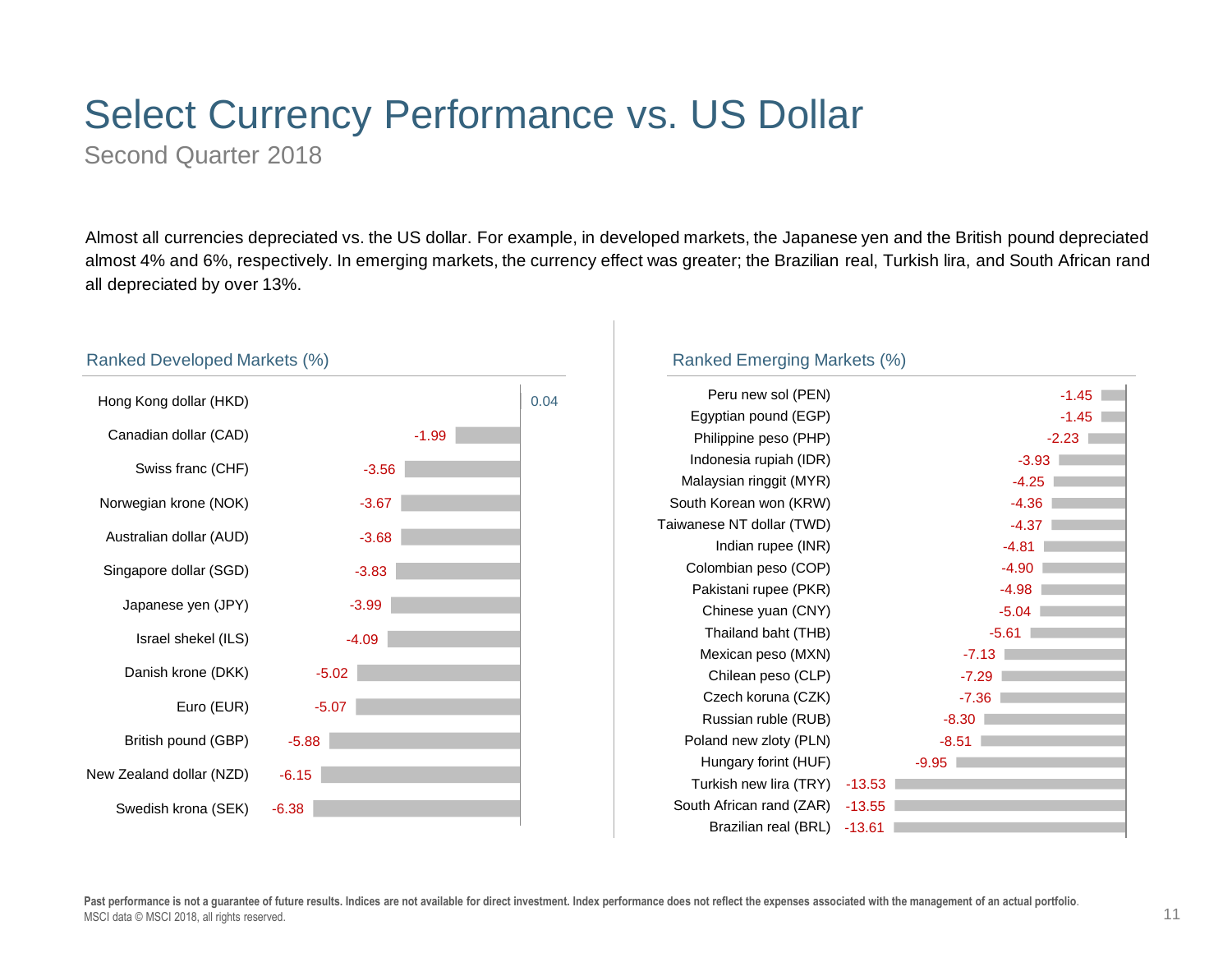# Select Currency Performance vs. US Dollar

Second Quarter 2018

Almost all currencies depreciated vs. the US dollar. For example, in developed markets, the Japanese yen and the British pound depreciated almost 4% and 6%, respectively. In emerging markets, the currency effect was greater; the Brazilian real, Turkish lira, and South African rand all depreciated by over 13%.

## Ranked Developed Markets (%)

| Currency | % |
| --- | --- |
| Hong Kong dollar (HKD) | 0.04 |
| Canadian dollar (CAD) | -1.99 |
| Swiss franc (CHF) | -3.56 |
| Norwegian krone (NOK) | -3.67 |
| Australian dollar (AUD) | -3.68 |
| Singapore dollar (SGD) | -3.83 |
| Japanese yen (JPY) | -3.99 |
| Israel shekel (ILS) | -4.09 |
| Danish krone (DKK) | -5.02 |
| Euro (EUR) | -5.07 |
| British pound (GBP) | -5.88 |
| New Zealand dollar (NZD) | -6.15 |
| Swedish krona (SEK) | -6.38 |

## Ranked Emerging Markets (%)

| Currency | % |
| --- | --- |
| Peru new sol (PEN) | -1.45 |
| Egyptian pound (EGP) | -1.45 |
| Philippine peso (PHP) | -2.23 |
| Indonesia rupiah (IDR) | -3.93 |
| Malaysian ringgit (MYR) | -4.25 |
| South Korean won (KRW) | -4.36 |
| Taiwanese NT dollar (TWD) | -4.37 |
| Indian rupee (INR) | -4.81 |
| Colombian peso (COP) | -4.90 |
| Pakistani rupee (PKR) | -4.98 |
| Chinese yuan (CNY) | -5.04 |
| Thailand baht (THB) | -5.61 |
| Mexican peso (MXN) | -7.13 |
| Chilean peso (CLP) | -7.29 |
| Czech koruna (CZK) | -7.36 |
| Russian ruble (RUB) | -8.30 |
| Poland new zloty (PLN) | -8.51 |
| Hungary forint (HUF) | -9.95 |
| Turkish new lira (TRY) | -13.53 |
| South African rand (ZAR) | -13.55 |
| Brazilian real (BRL) | -13.61 |

**Past performance is not a guarantee of future results. Indices are not available for direct investment. Index performance does not reflect the expenses associated with the management of an actual portfolio.**

MSCI data © MSCI 2018, all rights reserved.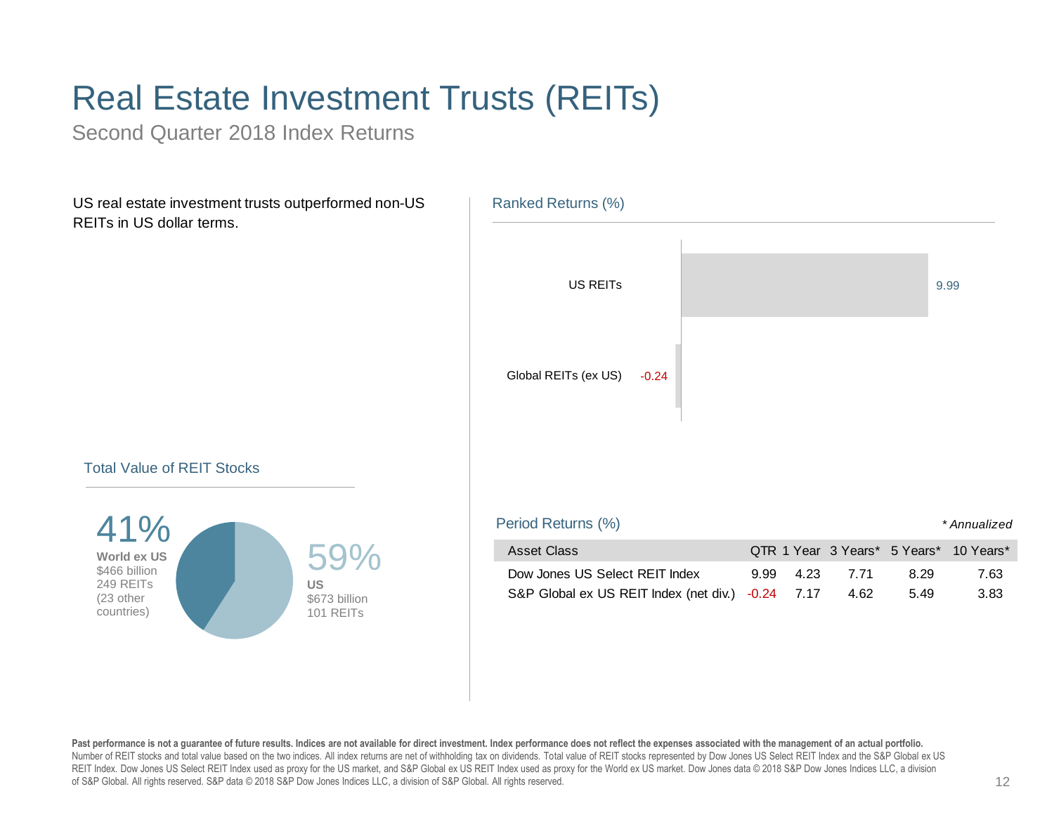# Real Estate Investment Trusts (REITs)

## Second Quarter 2018 Index Returns

US real estate investment trusts outperformed non-US REITs in US dollar terms.

### Ranked Returns (%)

| | |
|---|---|
| US REITs | 9.99 |
| Global REITs (ex US) | -0.24 |

### Total Value of REIT Stocks

**41%**
**World ex US**
$466 billion
249 REITs
(23 other countries)

**59%**
**US**
$673 billion
101 REITs

### Period Returns (%)

*\* Annualized*

| Asset Class | QTR | 1 Year | 3 Years* | 5 Years* | 10 Years* |
|---|---|---|---|---|---|
| Dow Jones US Select REIT Index | 9.99 | 4.23 | 7.71 | 8.29 | 7.63 |
| S&P Global ex US REIT Index (net div.) | -0.24 | 7.17 | 4.62 | 5.49 | 3.83 |

**Past performance is not a guarantee of future results. Indices are not available for direct investment. Index performance does not reflect the expenses associated with the management of an actual portfolio.**
Number of REIT stocks and total value based on the two indices. All index returns are net of withholding tax on dividends. Total value of REIT stocks represented by Dow Jones US Select REIT Index and the S&P Global ex US REIT Index. Dow Jones US Select REIT Index used as proxy for the US market, and S&P Global ex US REIT Index used as proxy for the World ex US market. Dow Jones data © 2018 S&P Dow Jones Indices LLC, a division of S&P Global. All rights reserved. S&P data © 2018 S&P Dow Jones Indices LLC, a division of S&P Global. All rights reserved.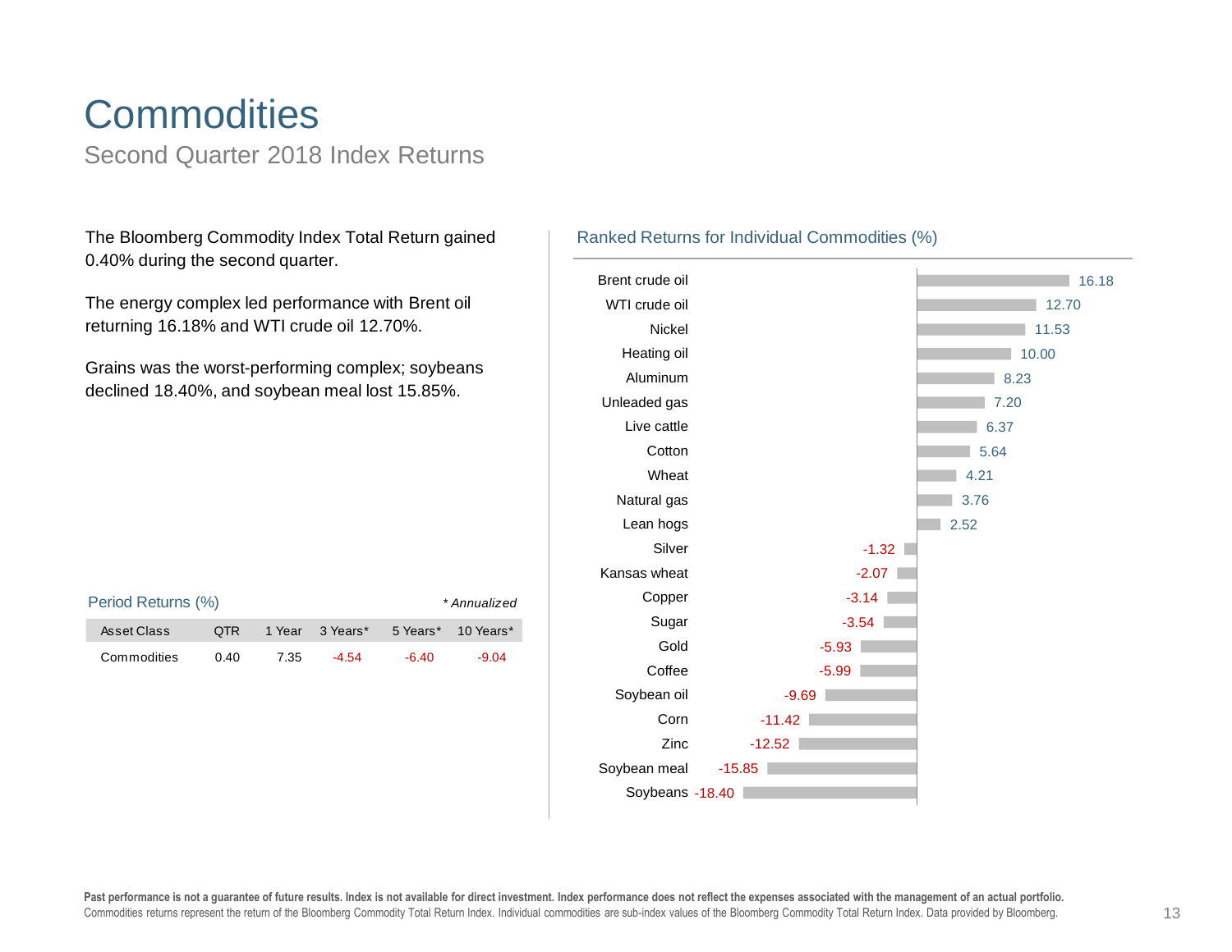# Commodities

## Second Quarter 2018 Index Returns

The Bloomberg Commodity Index Total Return gained 0.40% during the second quarter.

The energy complex led performance with Brent oil returning 16.18% and WTI crude oil 12.70%.

Grains was the worst-performing complex; soybeans declined 18.40%, and soybean meal lost 15.85%.

### Period Returns (%)

*\* Annualized*

| Asset Class | QTR | 1 Year | 3 Years* | 5 Years* | 10 Years* |
|---|---|---|---|---|---|
| Commodities | 0.40 | 7.35 | -4.54 | -6.40 | -9.04 |

### Ranked Returns for Individual Commodities (%)

| Commodity | Return (%) |
|---|---|
| Brent crude oil | 16.18 |
| WTI crude oil | 12.70 |
| Nickel | 11.53 |
| Heating oil | 10.00 |
| Aluminum | 8.23 |
| Unleaded gas | 7.20 |
| Live cattle | 6.37 |
| Cotton | 5.64 |
| Wheat | 4.21 |
| Natural gas | 3.76 |
| Lean hogs | 2.52 |
| Silver | -1.32 |
| Kansas wheat | -2.07 |
| Copper | -3.14 |
| Sugar | -3.54 |
| Gold | -5.93 |
| Coffee | -5.99 |
| Soybean oil | -9.69 |
| Corn | -11.42 |
| Zinc | -12.52 |
| Soybean meal | -15.85 |
| Soybeans | -18.40 |

**Past performance is not a guarantee of future results. Index is not available for direct investment. Index performance does not reflect the expenses associated with the management of an actual portfolio.**
Commodities returns represent the return of the Bloomberg Commodity Total Return Index. Individual commodities are sub-index values of the Bloomberg Commodity Total Return Index. Data provided by Bloomberg.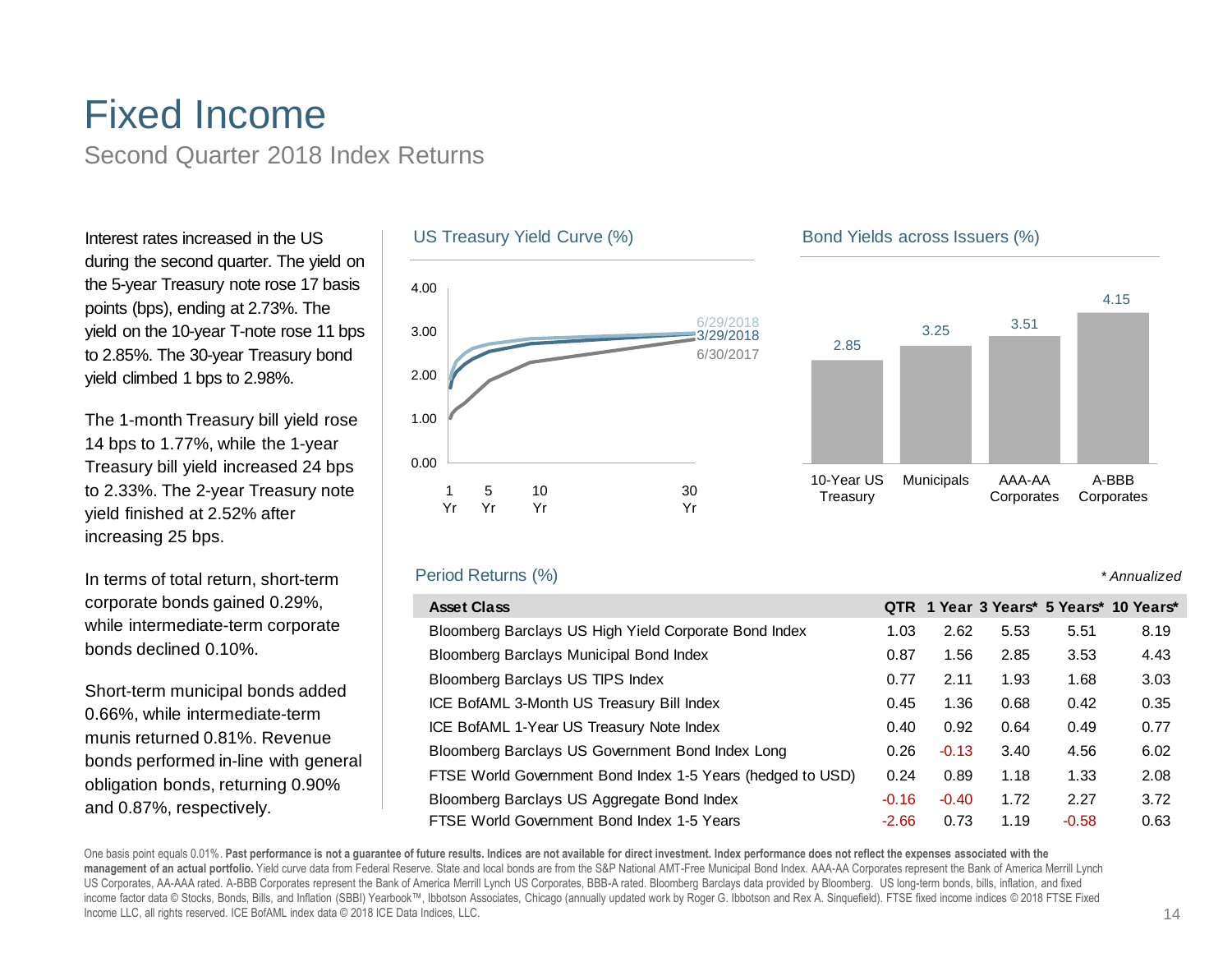# Fixed Income

Second Quarter 2018 Index Returns

Interest rates increased in the US during the second quarter. The yield on the 5-year Treasury note rose 17 basis points (bps), ending at 2.73%. The yield on the 10-year T-note rose 11 bps to 2.85%. The 30-year Treasury bond yield climbed 1 bps to 2.98%.

The 1-month Treasury bill yield rose 14 bps to 1.77%, while the 1-year Treasury bill yield increased 24 bps to 2.33%. The 2-year Treasury note yield finished at 2.52% after increasing 25 bps.

In terms of total return, short-term corporate bonds gained 0.29%, while intermediate-term corporate bonds declined 0.10%.

Short-term municipal bonds added 0.66%, while intermediate-term munis returned 0.81%. Revenue bonds performed in-line with general obligation bonds, returning 0.90% and 0.87%, respectively.

## US Treasury Yield Curve (%)

Series: 6/29/2018, 3/29/2018, 6/30/2017

Y-axis: 0.00, 1.00, 2.00, 3.00, 4.00

X-axis: 1 Yr, 5 Yr, 10 Yr, 30 Yr

## Bond Yields across Issuers (%)

| 10-Year US Treasury | Municipals | AAA-AA Corporates | A-BBB Corporates |
|---|---|---|---|
| 2.85 | 3.25 | 3.51 | 4.15 |

## Period Returns (%)

*\* Annualized*

| Asset Class | QTR | 1 Year | 3 Years* | 5 Years* | 10 Years* |
|---|---|---|---|---|---|
| Bloomberg Barclays US High Yield Corporate Bond Index | 1.03 | 2.62 | 5.53 | 5.51 | 8.19 |
| Bloomberg Barclays Municipal Bond Index | 0.87 | 1.56 | 2.85 | 3.53 | 4.43 |
| Bloomberg Barclays US TIPS Index | 0.77 | 2.11 | 1.93 | 1.68 | 3.03 |
| ICE BofAML 3-Month US Treasury Bill Index | 0.45 | 1.36 | 0.68 | 0.42 | 0.35 |
| ICE BofAML 1-Year US Treasury Note Index | 0.40 | 0.92 | 0.64 | 0.49 | 0.77 |
| Bloomberg Barclays US Government Bond Index Long | 0.26 | -0.13 | 3.40 | 4.56 | 6.02 |
| FTSE World Government Bond Index 1-5 Years (hedged to USD) | 0.24 | 0.89 | 1.18 | 1.33 | 2.08 |
| Bloomberg Barclays US Aggregate Bond Index | -0.16 | -0.40 | 1.72 | 2.27 | 3.72 |
| FTSE World Government Bond Index 1-5 Years | -2.66 | 0.73 | 1.19 | -0.58 | 0.63 |

One basis point equals 0.01%. **Past performance is not a guarantee of future results. Indices are not available for direct investment. Index performance does not reflect the expenses associated with the management of an actual portfolio.** Yield curve data from Federal Reserve. State and local bonds are from the S&P National AMT-Free Municipal Bond Index. AAA-AA Corporates represent the Bank of America Merrill Lynch US Corporates, AA-AAA rated. A-BBB Corporates represent the Bank of America Merrill Lynch US Corporates, BBB-A rated. Bloomberg Barclays data provided by Bloomberg. US long-term bonds, bills, inflation, and fixed income factor data © Stocks, Bonds, Bills, and Inflation (SBBI) Yearbook™, Ibbotson Associates, Chicago (annually updated work by Roger G. Ibbotson and Rex A. Sinquefield). FTSE fixed income indices © 2018 FTSE Fixed Income LLC, all rights reserved. ICE BofAML index data © 2018 ICE Data Indices, LLC.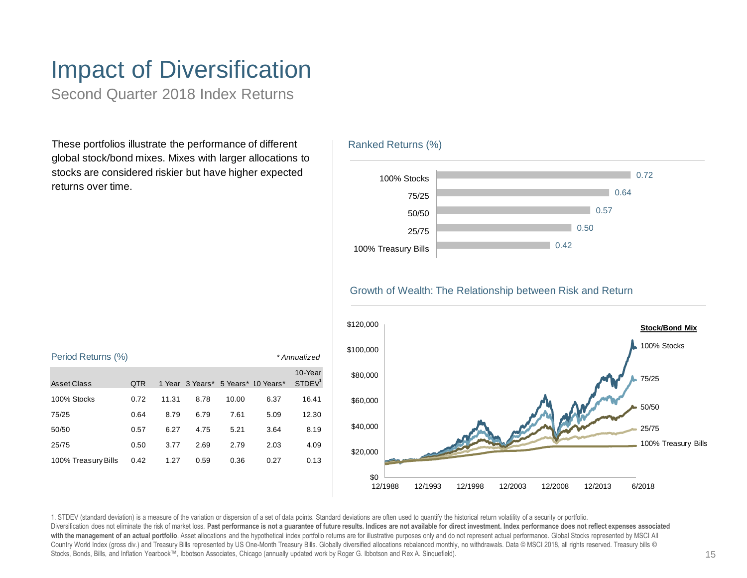# Impact of Diversification

Second Quarter 2018 Index Returns

These portfolios illustrate the performance of different global stock/bond mixes. Mixes with larger allocations to stocks are considered riskier but have higher expected returns over time.

## Ranked Returns (%)

| Portfolio | Return |
|---|---|
| 100% Stocks | 0.72 |
| 75/25 | 0.64 |
| 50/50 | 0.57 |
| 25/75 | 0.50 |
| 100% Treasury Bills | 0.42 |

## Growth of Wealth: The Relationship between Risk and Return

Stock/Bond Mix: 100% Stocks, 75/25, 50/50, 25/75, 100% Treasury Bills

$0 – $120,000; 12/1988 – 6/2018

## Period Returns (%)

*\* Annualized*

| Asset Class | QTR | 1 Year | 3 Years* | 5 Years* | 10 Years* | 10-Year STDEV[1] |
|---|---|---|---|---|---|---|
| 100% Stocks | 0.72 | 11.31 | 8.78 | 10.00 | 6.37 | 16.41 |
| 75/25 | 0.64 | 8.79 | 6.79 | 7.61 | 5.09 | 12.30 |
| 50/50 | 0.57 | 6.27 | 4.75 | 5.21 | 3.64 | 8.19 |
| 25/75 | 0.50 | 3.77 | 2.69 | 2.79 | 2.03 | 4.09 |
| 100% Treasury Bills | 0.42 | 1.27 | 0.59 | 0.36 | 0.27 | 0.13 |

1. STDEV (standard deviation) is a measure of the variation or dispersion of a set of data points. Standard deviations are often used to quantify the historical return volatility of a security or portfolio.

Diversification does not eliminate the risk of market loss. **Past performance is not a guarantee of future results. Indices are not available for direct investment. Index performance does not reflect expenses associated with the management of an actual portfolio**. Asset allocations and the hypothetical index portfolio returns are for illustrative purposes only and do not represent actual performance. Global Stocks represented by MSCI All Country World Index (gross div.) and Treasury Bills represented by US One-Month Treasury Bills. Globally diversified allocations rebalanced monthly, no withdrawals. Data © MSCI 2018, all rights reserved. Treasury bills © Stocks, Bonds, Bills, and Inflation Yearbook™, Ibbotson Associates, Chicago (annually updated work by Roger G. Ibbotson and Rex A. Sinquefield).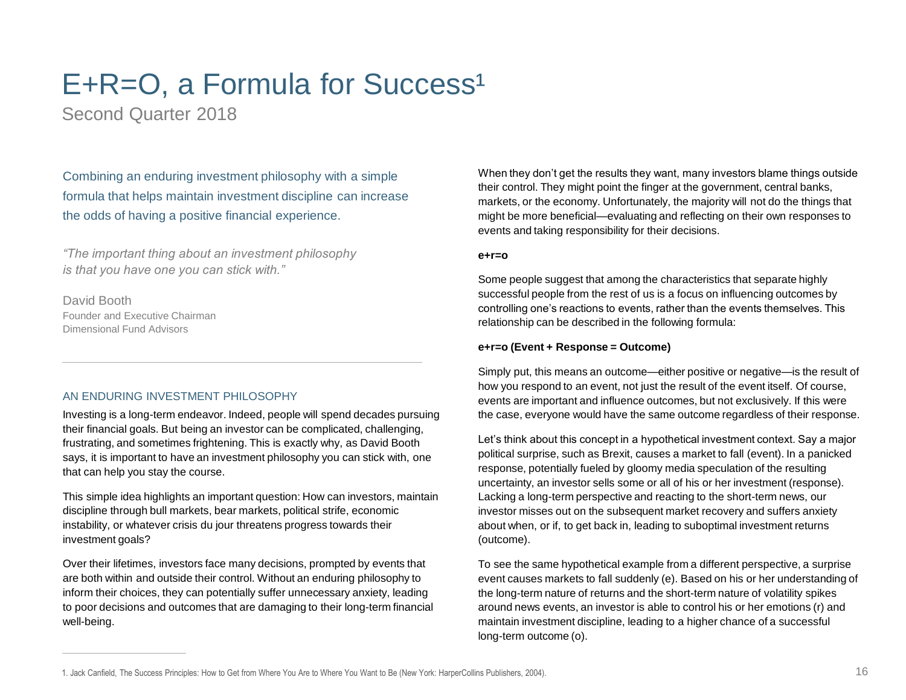# E+R=O, a Formula for Success[1]

Second Quarter 2018

Combining an enduring investment philosophy with a simple formula that helps maintain investment discipline can increase the odds of having a positive financial experience.

*"The important thing about an investment philosophy is that you have one you can stick with."*

David Booth
Founder and Executive Chairman
Dimensional Fund Advisors

---

## AN ENDURING INVESTMENT PHILOSOPHY

Investing is a long-term endeavor. Indeed, people will spend decades pursuing their financial goals. But being an investor can be complicated, challenging, frustrating, and sometimes frightening. This is exactly why, as David Booth says, it is important to have an investment philosophy you can stick with, one that can help you stay the course.

This simple idea highlights an important question: How can investors, maintain discipline through bull markets, bear markets, political strife, economic instability, or whatever crisis du jour threatens progress towards their investment goals?

Over their lifetimes, investors face many decisions, prompted by events that are both within and outside their control. Without an enduring philosophy to inform their choices, they can potentially suffer unnecessary anxiety, leading to poor decisions and outcomes that are damaging to their long-term financial well-being.

When they don't get the results they want, many investors blame things outside their control. They might point the finger at the government, central banks, markets, or the economy. Unfortunately, the majority will not do the things that might be more beneficial—evaluating and reflecting on their own responses to events and taking responsibility for their decisions.

**e+r=o**

Some people suggest that among the characteristics that separate highly successful people from the rest of us is a focus on influencing outcomes by controlling one's reactions to events, rather than the events themselves. This relationship can be described in the following formula:

**e+r=o (Event + Response = Outcome)**

Simply put, this means an outcome—either positive or negative—is the result of how you respond to an event, not just the result of the event itself. Of course, events are important and influence outcomes, but not exclusively. If this were the case, everyone would have the same outcome regardless of their response.

Let's think about this concept in a hypothetical investment context. Say a major political surprise, such as Brexit, causes a market to fall (event). In a panicked response, potentially fueled by gloomy media speculation of the resulting uncertainty, an investor sells some or all of his or her investment (response). Lacking a long-term perspective and reacting to the short-term news, our investor misses out on the subsequent market recovery and suffers anxiety about when, or if, to get back in, leading to suboptimal investment returns (outcome).

To see the same hypothetical example from a different perspective, a surprise event causes markets to fall suddenly (e). Based on his or her understanding of the long-term nature of returns and the short-term nature of volatility spikes around news events, an investor is able to control his or her emotions (r) and maintain investment discipline, leading to a higher chance of a successful long-term outcome (o).

---

1. Jack Canfield, The Success Principles: How to Get from Where You Are to Where You Want to Be (New York: HarperCollins Publishers, 2004).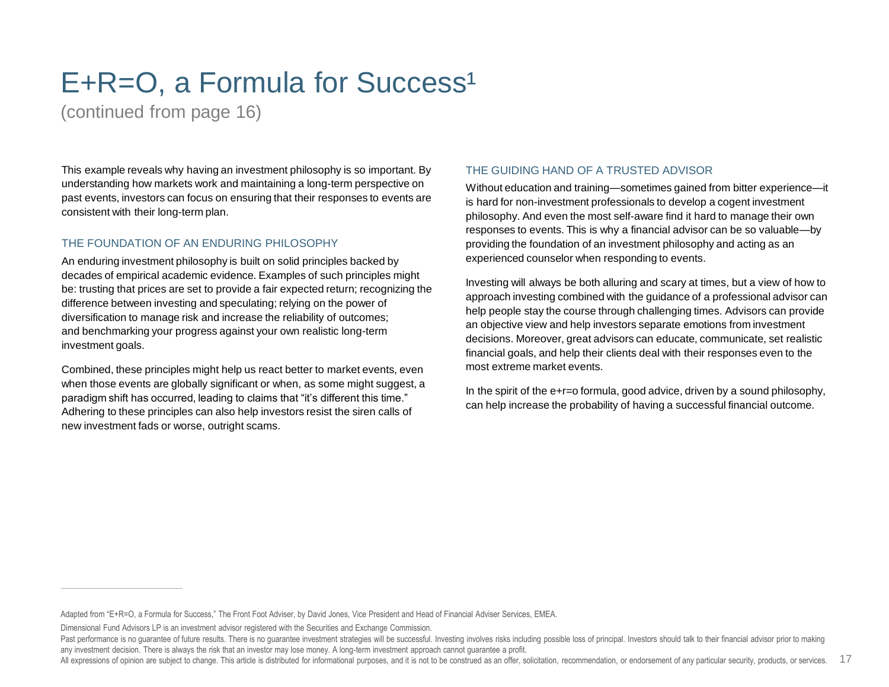# E+R=O, a Formula for Success[1]

(continued from page 16)

This example reveals why having an investment philosophy is so important. By understanding how markets work and maintaining a long-term perspective on past events, investors can focus on ensuring that their responses to events are consistent with their long-term plan.

## THE FOUNDATION OF AN ENDURING PHILOSOPHY

An enduring investment philosophy is built on solid principles backed by decades of empirical academic evidence. Examples of such principles might be: trusting that prices are set to provide a fair expected return; recognizing the difference between investing and speculating; relying on the power of diversification to manage risk and increase the reliability of outcomes; and benchmarking your progress against your own realistic long-term investment goals.

Combined, these principles might help us react better to market events, even when those events are globally significant or when, as some might suggest, a paradigm shift has occurred, leading to claims that “it’s different this time.” Adhering to these principles can also help investors resist the siren calls of new investment fads or worse, outright scams.

## THE GUIDING HAND OF A TRUSTED ADVISOR

Without education and training—sometimes gained from bitter experience—it is hard for non-investment professionals to develop a cogent investment philosophy. And even the most self-aware find it hard to manage their own responses to events. This is why a financial advisor can be so valuable—by providing the foundation of an investment philosophy and acting as an experienced counselor when responding to events.

Investing will always be both alluring and scary at times, but a view of how to approach investing combined with the guidance of a professional advisor can help people stay the course through challenging times. Advisors can provide an objective view and help investors separate emotions from investment decisions. Moreover, great advisors can educate, communicate, set realistic financial goals, and help their clients deal with their responses even to the most extreme market events.

In the spirit of the e+r=o formula, good advice, driven by a sound philosophy, can help increase the probability of having a successful financial outcome.

---

Adapted from “E+R=O, a Formula for Success,” The Front Foot Adviser, by David Jones, Vice President and Head of Financial Adviser Services, EMEA.

Dimensional Fund Advisors LP is an investment advisor registered with the Securities and Exchange Commission.

Past performance is no guarantee of future results. There is no guarantee investment strategies will be successful. Investing involves risks including possible loss of principal. Investors should talk to their financial advisor prior to making any investment decision. There is always the risk that an investor may lose money. A long-term investment approach cannot guarantee a profit.

All expressions of opinion are subject to change. This article is distributed for informational purposes, and it is not to be construed as an offer, solicitation, recommendation, or endorsement of any particular security, products, or services.